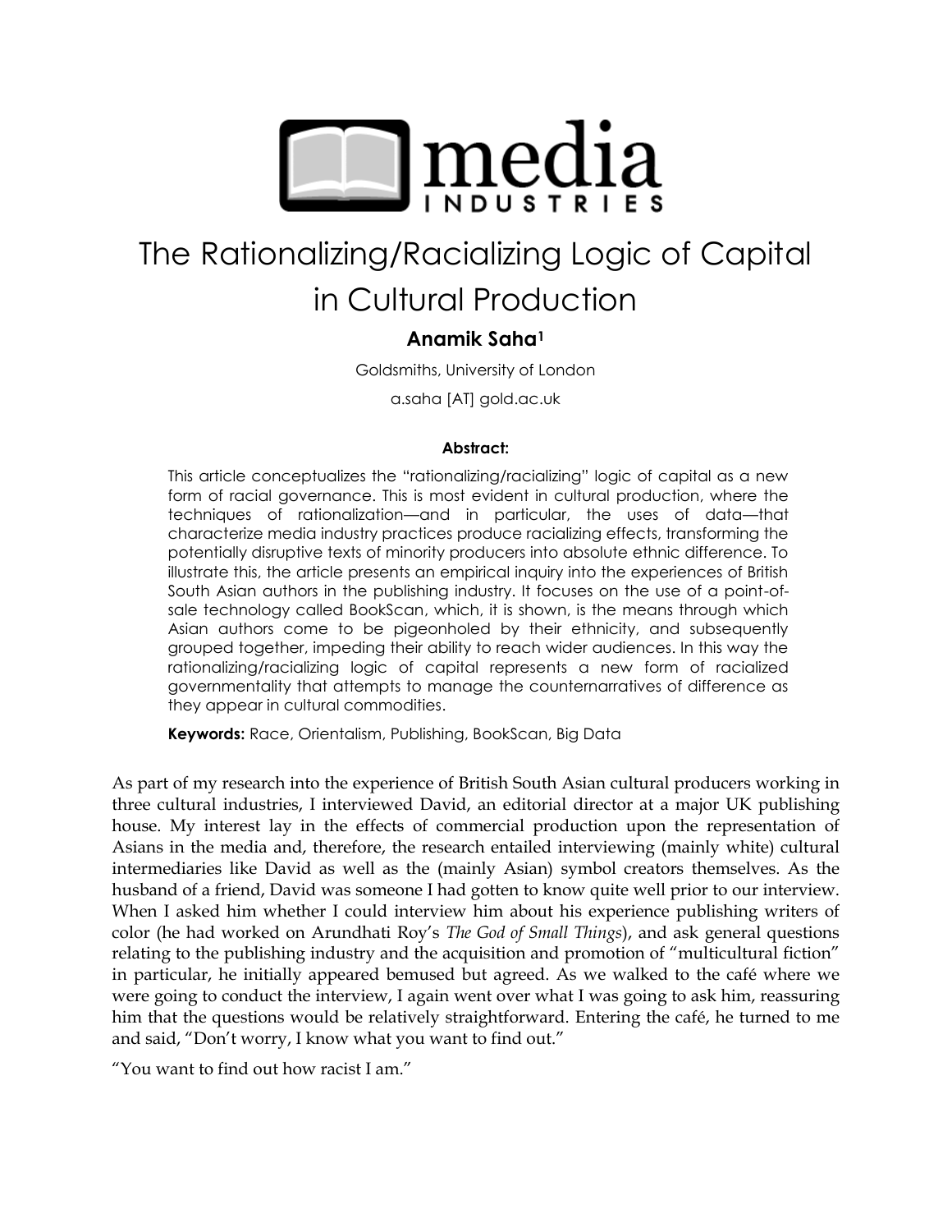# The Rationalizing/Racializing Logic of Capital in Cultural Production

**Anamik Saha**[1]

Goldsmiths, University of London

a.saha [AT] gold.ac.uk

**Abstract:**

This article conceptualizes the "rationalizing/racializing" logic of capital as a new form of racial governance. This is most evident in cultural production, where the techniques of rationalization—and in particular, the uses of data—that characterize media industry practices produce racializing effects, transforming the potentially disruptive texts of minority producers into absolute ethnic difference. To illustrate this, the article presents an empirical inquiry into the experiences of British South Asian authors in the publishing industry. It focuses on the use of a point-of-sale technology called BookScan, which, it is shown, is the means through which Asian authors come to be pigeonholed by their ethnicity, and subsequently grouped together, impeding their ability to reach wider audiences. In this way the rationalizing/racializing logic of capital represents a new form of racialized governmentality that attempts to manage the counternarratives of difference as they appear in cultural commodities.

**Keywords:** Race, Orientalism, Publishing, BookScan, Big Data

As part of my research into the experience of British South Asian cultural producers working in three cultural industries, I interviewed David, an editorial director at a major UK publishing house. My interest lay in the effects of commercial production upon the representation of Asians in the media and, therefore, the research entailed interviewing (mainly white) cultural intermediaries like David as well as the (mainly Asian) symbol creators themselves. As the husband of a friend, David was someone I had gotten to know quite well prior to our interview. When I asked him whether I could interview him about his experience publishing writers of color (he had worked on Arundhati Roy's *The God of Small Things*), and ask general questions relating to the publishing industry and the acquisition and promotion of "multicultural fiction" in particular, he initially appeared bemused but agreed. As we walked to the café where we were going to conduct the interview, I again went over what I was going to ask him, reassuring him that the questions would be relatively straightforward. Entering the café, he turned to me and said, "Don't worry, I know what you want to find out."

"You want to find out how racist I am."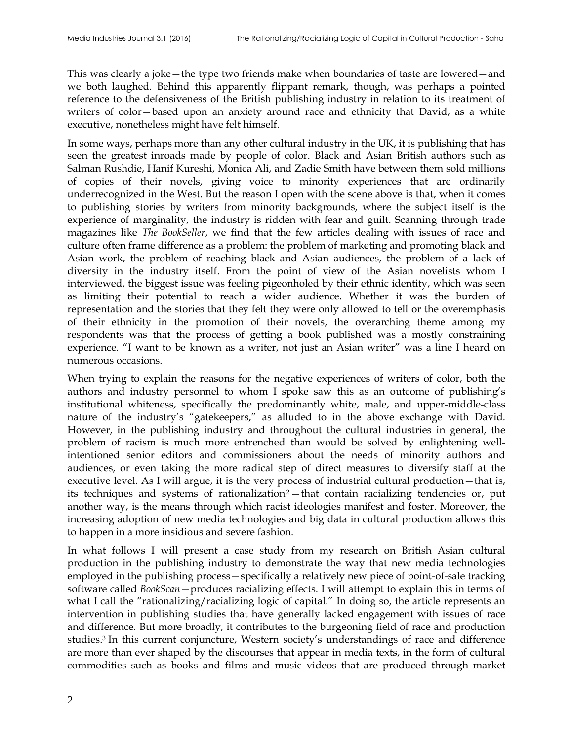This was clearly a joke—the type two friends make when boundaries of taste are lowered—and we both laughed. Behind this apparently flippant remark, though, was perhaps a pointed reference to the defensiveness of the British publishing industry in relation to its treatment of writers of color—based upon an anxiety around race and ethnicity that David, as a white executive, nonetheless might have felt himself.

In some ways, perhaps more than any other cultural industry in the UK, it is publishing that has seen the greatest inroads made by people of color. Black and Asian British authors such as Salman Rushdie, Hanif Kureshi, Monica Ali, and Zadie Smith have between them sold millions of copies of their novels, giving voice to minority experiences that are ordinarily underrecognized in the West. But the reason I open with the scene above is that, when it comes to publishing stories by writers from minority backgrounds, where the subject itself is the experience of marginality, the industry is ridden with fear and guilt. Scanning through trade magazines like *The BookSeller*, we find that the few articles dealing with issues of race and culture often frame difference as a problem: the problem of marketing and promoting black and Asian work, the problem of reaching black and Asian audiences, the problem of a lack of diversity in the industry itself. From the point of view of the Asian novelists whom I interviewed, the biggest issue was feeling pigeonholed by their ethnic identity, which was seen as limiting their potential to reach a wider audience. Whether it was the burden of representation and the stories that they felt they were only allowed to tell or the overemphasis of their ethnicity in the promotion of their novels, the overarching theme among my respondents was that the process of getting a book published was a mostly constraining experience. "I want to be known as a writer, not just an Asian writer" was a line I heard on numerous occasions.

When trying to explain the reasons for the negative experiences of writers of color, both the authors and industry personnel to whom I spoke saw this as an outcome of publishing's institutional whiteness, specifically the predominantly white, male, and upper-middle-class nature of the industry's "gatekeepers," as alluded to in the above exchange with David. However, in the publishing industry and throughout the cultural industries in general, the problem of racism is much more entrenched than would be solved by enlightening well-intentioned senior editors and commissioners about the needs of minority authors and audiences, or even taking the more radical step of direct measures to diversify staff at the executive level. As I will argue, it is the very process of industrial cultural production—that is, its techniques and systems of rationalization[2]—that contain racializing tendencies or, put another way, is the means through which racist ideologies manifest and foster. Moreover, the increasing adoption of new media technologies and big data in cultural production allows this to happen in a more insidious and severe fashion.

In what follows I will present a case study from my research on British Asian cultural production in the publishing industry to demonstrate the way that new media technologies employed in the publishing process—specifically a relatively new piece of point-of-sale tracking software called *BookScan*—produces racializing effects. I will attempt to explain this in terms of what I call the "rationalizing/racializing logic of capital." In doing so, the article represents an intervention in publishing studies that have generally lacked engagement with issues of race and difference. But more broadly, it contributes to the burgeoning field of race and production studies.[3] In this current conjuncture, Western society's understandings of race and difference are more than ever shaped by the discourses that appear in media texts, in the form of cultural commodities such as books and films and music videos that are produced through market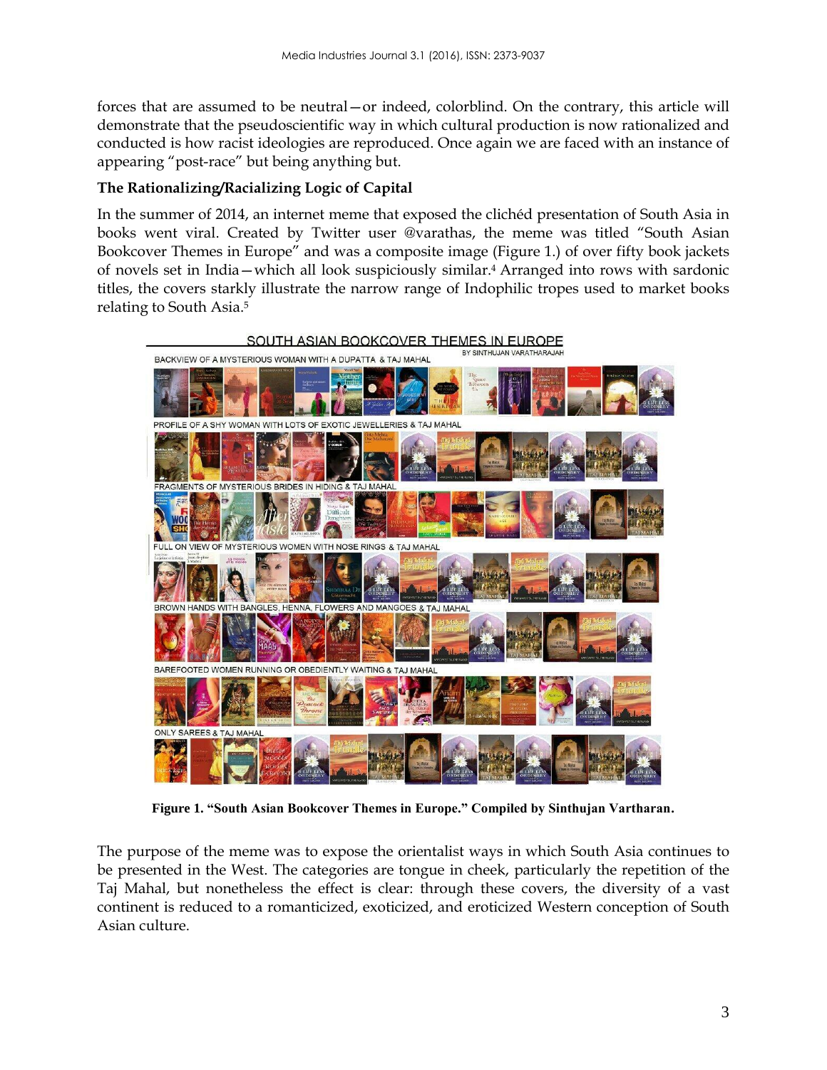forces that are assumed to be neutral—or indeed, colorblind. On the contrary, this article will demonstrate that the pseudoscientific way in which cultural production is now rationalized and conducted is how racist ideologies are reproduced. Once again we are faced with an instance of appearing "post-race" but being anything but.

### The Rationalizing/Racializing Logic of Capital

In the summer of 2014, an internet meme that exposed the clichéd presentation of South Asia in books went viral. Created by Twitter user @varathas, the meme was titled "South Asian Bookcover Themes in Europe" and was a composite image (Figure 1.) of over fifty book jackets of novels set in India—which all look suspiciously similar.[4] Arranged into rows with sardonic titles, the covers starkly illustrate the narrow range of Indophilic tropes used to market books relating to South Asia.[5]

**Figure 1. "South Asian Bookcover Themes in Europe." Compiled by Sinthujan Vartharan.**

The purpose of the meme was to expose the orientalist ways in which South Asia continues to be presented in the West. The categories are tongue in cheek, particularly the repetition of the Taj Mahal, but nonetheless the effect is clear: through these covers, the diversity of a vast continent is reduced to a romanticized, exoticized, and eroticized Western conception of South Asian culture.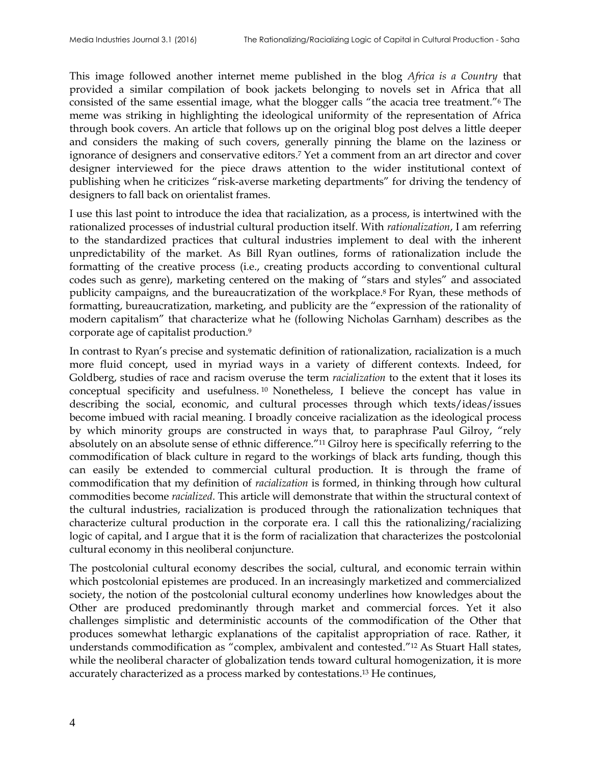This image followed another internet meme published in the blog *Africa is a Country* that provided a similar compilation of book jackets belonging to novels set in Africa that all consisted of the same essential image, what the blogger calls "the acacia tree treatment."[6] The meme was striking in highlighting the ideological uniformity of the representation of Africa through book covers. An article that follows up on the original blog post delves a little deeper and considers the making of such covers, generally pinning the blame on the laziness or ignorance of designers and conservative editors.[7] Yet a comment from an art director and cover designer interviewed for the piece draws attention to the wider institutional context of publishing when he criticizes "risk-averse marketing departments" for driving the tendency of designers to fall back on orientalist frames.

I use this last point to introduce the idea that racialization, as a process, is intertwined with the rationalized processes of industrial cultural production itself. With *rationalization*, I am referring to the standardized practices that cultural industries implement to deal with the inherent unpredictability of the market. As Bill Ryan outlines, forms of rationalization include the formatting of the creative process (i.e., creating products according to conventional cultural codes such as genre), marketing centered on the making of "stars and styles" and associated publicity campaigns, and the bureaucratization of the workplace.[8] For Ryan, these methods of formatting, bureaucratization, marketing, and publicity are the "expression of the rationality of modern capitalism" that characterize what he (following Nicholas Garnham) describes as the corporate age of capitalist production.[9]

In contrast to Ryan's precise and systematic definition of rationalization, racialization is a much more fluid concept, used in myriad ways in a variety of different contexts. Indeed, for Goldberg, studies of race and racism overuse the term *racialization* to the extent that it loses its conceptual specificity and usefulness.[10] Nonetheless, I believe the concept has value in describing the social, economic, and cultural processes through which texts/ideas/issues become imbued with racial meaning. I broadly conceive racialization as the ideological process by which minority groups are constructed in ways that, to paraphrase Paul Gilroy, "rely absolutely on an absolute sense of ethnic difference."[11] Gilroy here is specifically referring to the commodification of black culture in regard to the workings of black arts funding, though this can easily be extended to commercial cultural production. It is through the frame of commodification that my definition of *racialization* is formed, in thinking through how cultural commodities become *racialized*. This article will demonstrate that within the structural context of the cultural industries, racialization is produced through the rationalization techniques that characterize cultural production in the corporate era. I call this the rationalizing/racializing logic of capital, and I argue that it is the form of racialization that characterizes the postcolonial cultural economy in this neoliberal conjuncture.

The postcolonial cultural economy describes the social, cultural, and economic terrain within which postcolonial epistemes are produced. In an increasingly marketized and commercialized society, the notion of the postcolonial cultural economy underlines how knowledges about the Other are produced predominantly through market and commercial forces. Yet it also challenges simplistic and deterministic accounts of the commodification of the Other that produces somewhat lethargic explanations of the capitalist appropriation of race. Rather, it understands commodification as "complex, ambivalent and contested."[12] As Stuart Hall states, while the neoliberal character of globalization tends toward cultural homogenization, it is more accurately characterized as a process marked by contestations.[13] He continues,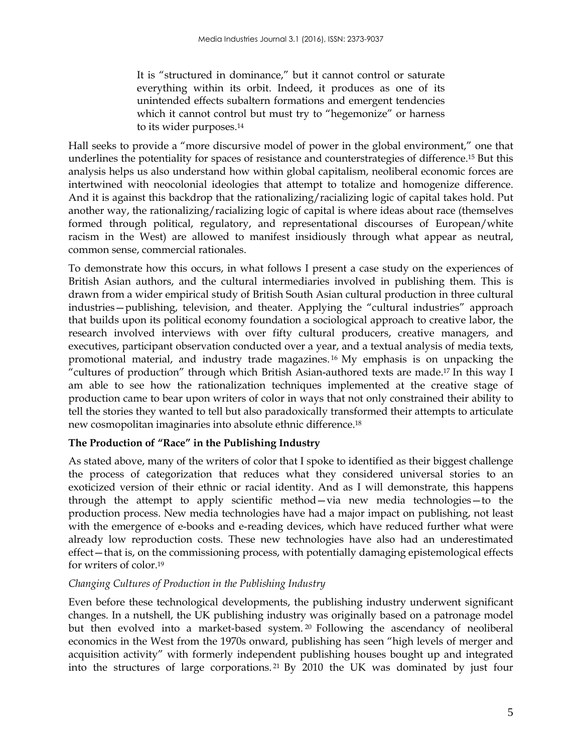> It is "structured in dominance," but it cannot control or saturate everything within its orbit. Indeed, it produces as one of its unintended effects subaltern formations and emergent tendencies which it cannot control but must try to "hegemonize" or harness to its wider purposes.[14]

Hall seeks to provide a "more discursive model of power in the global environment," one that underlines the potentiality for spaces of resistance and counterstrategies of difference.[15] But this analysis helps us also understand how within global capitalism, neoliberal economic forces are intertwined with neocolonial ideologies that attempt to totalize and homogenize difference. And it is against this backdrop that the rationalizing/racializing logic of capital takes hold. Put another way, the rationalizing/racializing logic of capital is where ideas about race (themselves formed through political, regulatory, and representational discourses of European/white racism in the West) are allowed to manifest insidiously through what appear as neutral, common sense, commercial rationales.

To demonstrate how this occurs, in what follows I present a case study on the experiences of British Asian authors, and the cultural intermediaries involved in publishing them. This is drawn from a wider empirical study of British South Asian cultural production in three cultural industries—publishing, television, and theater. Applying the "cultural industries" approach that builds upon its political economy foundation a sociological approach to creative labor, the research involved interviews with over fifty cultural producers, creative managers, and executives, participant observation conducted over a year, and a textual analysis of media texts, promotional material, and industry trade magazines.[16] My emphasis is on unpacking the "cultures of production" through which British Asian-authored texts are made.[17] In this way I am able to see how the rationalization techniques implemented at the creative stage of production came to bear upon writers of color in ways that not only constrained their ability to tell the stories they wanted to tell but also paradoxically transformed their attempts to articulate new cosmopolitan imaginaries into absolute ethnic difference.[18]

**The Production of "Race" in the Publishing Industry**

As stated above, many of the writers of color that I spoke to identified as their biggest challenge the process of categorization that reduces what they considered universal stories to an exoticized version of their ethnic or racial identity. And as I will demonstrate, this happens through the attempt to apply scientific method—via new media technologies—to the production process. New media technologies have had a major impact on publishing, not least with the emergence of e-books and e-reading devices, which have reduced further what were already low reproduction costs. These new technologies have also had an underestimated effect—that is, on the commissioning process, with potentially damaging epistemological effects for writers of color.[19]

*Changing Cultures of Production in the Publishing Industry*

Even before these technological developments, the publishing industry underwent significant changes. In a nutshell, the UK publishing industry was originally based on a patronage model but then evolved into a market-based system.[20] Following the ascendancy of neoliberal economics in the West from the 1970s onward, publishing has seen "high levels of merger and acquisition activity" with formerly independent publishing houses bought up and integrated into the structures of large corporations.[21] By 2010 the UK was dominated by just four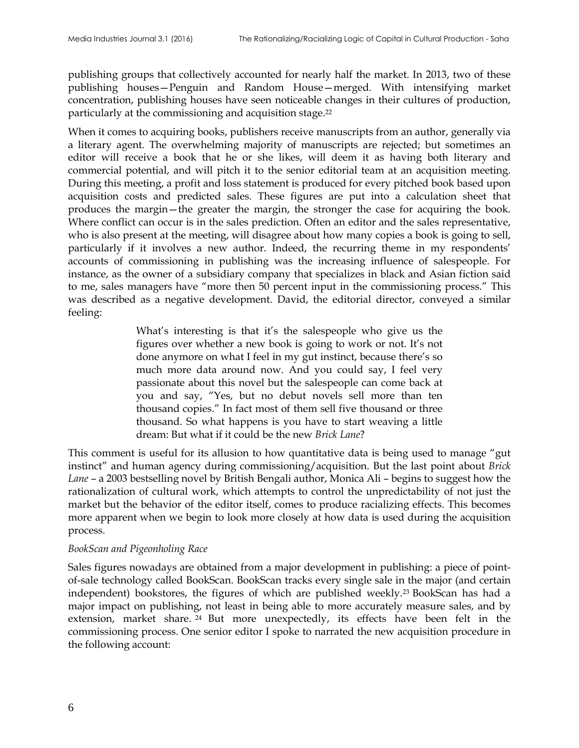publishing groups that collectively accounted for nearly half the market. In 2013, two of these publishing houses—Penguin and Random House—merged. With intensifying market concentration, publishing houses have seen noticeable changes in their cultures of production, particularly at the commissioning and acquisition stage.[22]

When it comes to acquiring books, publishers receive manuscripts from an author, generally via a literary agent. The overwhelming majority of manuscripts are rejected; but sometimes an editor will receive a book that he or she likes, will deem it as having both literary and commercial potential, and will pitch it to the senior editorial team at an acquisition meeting. During this meeting, a profit and loss statement is produced for every pitched book based upon acquisition costs and predicted sales. These figures are put into a calculation sheet that produces the margin—the greater the margin, the stronger the case for acquiring the book. Where conflict can occur is in the sales prediction. Often an editor and the sales representative, who is also present at the meeting, will disagree about how many copies a book is going to sell, particularly if it involves a new author. Indeed, the recurring theme in my respondents' accounts of commissioning in publishing was the increasing influence of salespeople. For instance, as the owner of a subsidiary company that specializes in black and Asian fiction said to me, sales managers have "more then 50 percent input in the commissioning process." This was described as a negative development. David, the editorial director, conveyed a similar feeling:

> What's interesting is that it's the salespeople who give us the figures over whether a new book is going to work or not. It's not done anymore on what I feel in my gut instinct, because there's so much more data around now. And you could say, I feel very passionate about this novel but the salespeople can come back at you and say, "Yes, but no debut novels sell more than ten thousand copies." In fact most of them sell five thousand or three thousand. So what happens is you have to start weaving a little dream: But what if it could be the new *Brick Lane*?

This comment is useful for its allusion to how quantitative data is being used to manage "gut instinct" and human agency during commissioning/acquisition. But the last point about *Brick Lane* – a 2003 bestselling novel by British Bengali author, Monica Ali – begins to suggest how the rationalization of cultural work, which attempts to control the unpredictability of not just the market but the behavior of the editor itself, comes to produce racializing effects. This becomes more apparent when we begin to look more closely at how data is used during the acquisition process.

*BookScan and Pigeonholing Race*

Sales figures nowadays are obtained from a major development in publishing: a piece of point-of-sale technology called BookScan. BookScan tracks every single sale in the major (and certain independent) bookstores, the figures of which are published weekly.[23] BookScan has had a major impact on publishing, not least in being able to more accurately measure sales, and by extension, market share.[24] But more unexpectedly, its effects have been felt in the commissioning process. One senior editor I spoke to narrated the new acquisition procedure in the following account: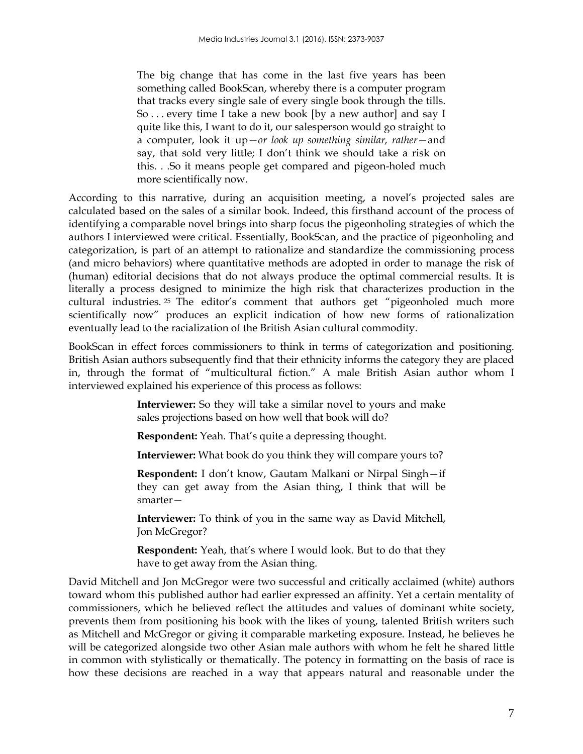> The big change that has come in the last five years has been something called BookScan, whereby there is a computer program that tracks every single sale of every single book through the tills. So . . . every time I take a new book [by a new author] and say I quite like this, I want to do it, our salesperson would go straight to a computer, look it up—*or look up something similar, rather*—and say, that sold very little; I don't think we should take a risk on this. . .So it means people get compared and pigeon-holed much more scientifically now.

According to this narrative, during an acquisition meeting, a novel's projected sales are calculated based on the sales of a similar book. Indeed, this firsthand account of the process of identifying a comparable novel brings into sharp focus the pigeonholing strategies of which the authors I interviewed were critical. Essentially, BookScan, and the practice of pigeonholing and categorization, is part of an attempt to rationalize and standardize the commissioning process (and micro behaviors) where quantitative methods are adopted in order to manage the risk of (human) editorial decisions that do not always produce the optimal commercial results. It is literally a process designed to minimize the high risk that characterizes production in the cultural industries. [25] The editor's comment that authors get "pigeonholed much more scientifically now" produces an explicit indication of how new forms of rationalization eventually lead to the racialization of the British Asian cultural commodity.

BookScan in effect forces commissioners to think in terms of categorization and positioning. British Asian authors subsequently find that their ethnicity informs the category they are placed in, through the format of "multicultural fiction." A male British Asian author whom I interviewed explained his experience of this process as follows:

> **Interviewer:** So they will take a similar novel to yours and make sales projections based on how well that book will do?
>
> **Respondent:** Yeah. That's quite a depressing thought.
>
> **Interviewer:** What book do you think they will compare yours to?
>
> **Respondent:** I don't know, Gautam Malkani or Nirpal Singh—if they can get away from the Asian thing, I think that will be smarter—
>
> **Interviewer:** To think of you in the same way as David Mitchell, Jon McGregor?
>
> **Respondent:** Yeah, that's where I would look. But to do that they have to get away from the Asian thing.

David Mitchell and Jon McGregor were two successful and critically acclaimed (white) authors toward whom this published author had earlier expressed an affinity. Yet a certain mentality of commissioners, which he believed reflect the attitudes and values of dominant white society, prevents them from positioning his book with the likes of young, talented British writers such as Mitchell and McGregor or giving it comparable marketing exposure. Instead, he believes he will be categorized alongside two other Asian male authors with whom he felt he shared little in common with stylistically or thematically. The potency in formatting on the basis of race is how these decisions are reached in a way that appears natural and reasonable under the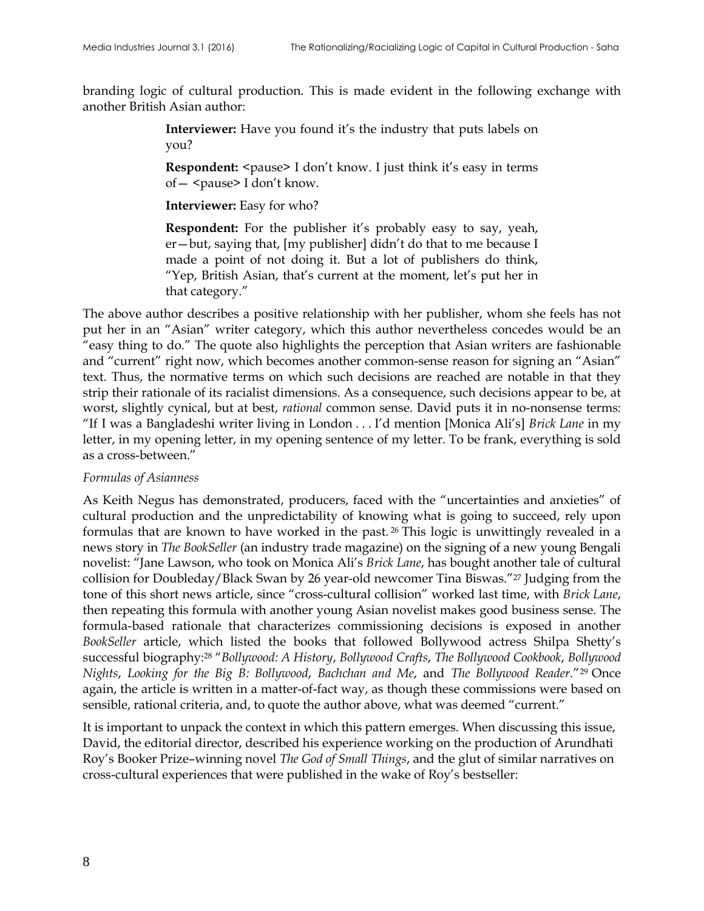branding logic of cultural production. This is made evident in the following exchange with another British Asian author:

> **Interviewer:** Have you found it's the industry that puts labels on you?
>
> **Respondent:** <pause> I don't know. I just think it's easy in terms of— <pause> I don't know.
>
> **Interviewer:** Easy for who?
>
> **Respondent:** For the publisher it's probably easy to say, yeah, er—but, saying that, [my publisher] didn't do that to me because I made a point of not doing it. But a lot of publishers do think, "Yep, British Asian, that's current at the moment, let's put her in that category."

The above author describes a positive relationship with her publisher, whom she feels has not put her in an "Asian" writer category, which this author nevertheless concedes would be an "easy thing to do." The quote also highlights the perception that Asian writers are fashionable and "current" right now, which becomes another common-sense reason for signing an "Asian" text. Thus, the normative terms on which such decisions are reached are notable in that they strip their rationale of its racialist dimensions. As a consequence, such decisions appear to be, at worst, slightly cynical, but at best, *rational* common sense. David puts it in no-nonsense terms: "If I was a Bangladeshi writer living in London . . . I'd mention [Monica Ali's] *Brick Lane* in my letter, in my opening letter, in my opening sentence of my letter. To be frank, everything is sold as a cross-between."

*Formulas of Asianness*

As Keith Negus has demonstrated, producers, faced with the "uncertainties and anxieties" of cultural production and the unpredictability of knowing what is going to succeed, rely upon formulas that are known to have worked in the past.[26] This logic is unwittingly revealed in a news story in *The BookSeller* (an industry trade magazine) on the signing of a new young Bengali novelist: "Jane Lawson, who took on Monica Ali's *Brick Lane*, has bought another tale of cultural collision for Doubleday/Black Swan by 26 year-old newcomer Tina Biswas."[27] Judging from the tone of this short news article, since "cross-cultural collision" worked last time, with *Brick Lane*, then repeating this formula with another young Asian novelist makes good business sense. The formula-based rationale that characterizes commissioning decisions is exposed in another *BookSeller* article, which listed the books that followed Bollywood actress Shilpa Shetty's successful biography:[28] "*Bollywood: A History*, *Bollywood Crafts*, *The Bollywood Cookbook*, *Bollywood Nights*, *Looking for the Big B: Bollywood*, *Bachchan and Me*, and *The Bollywood Reader*."[29] Once again, the article is written in a matter-of-fact way, as though these commissions were based on sensible, rational criteria, and, to quote the author above, what was deemed "current."

It is important to unpack the context in which this pattern emerges. When discussing this issue, David, the editorial director, described his experience working on the production of Arundhati Roy's Booker Prize–winning novel *The God of Small Things*, and the glut of similar narratives on cross-cultural experiences that were published in the wake of Roy's bestseller: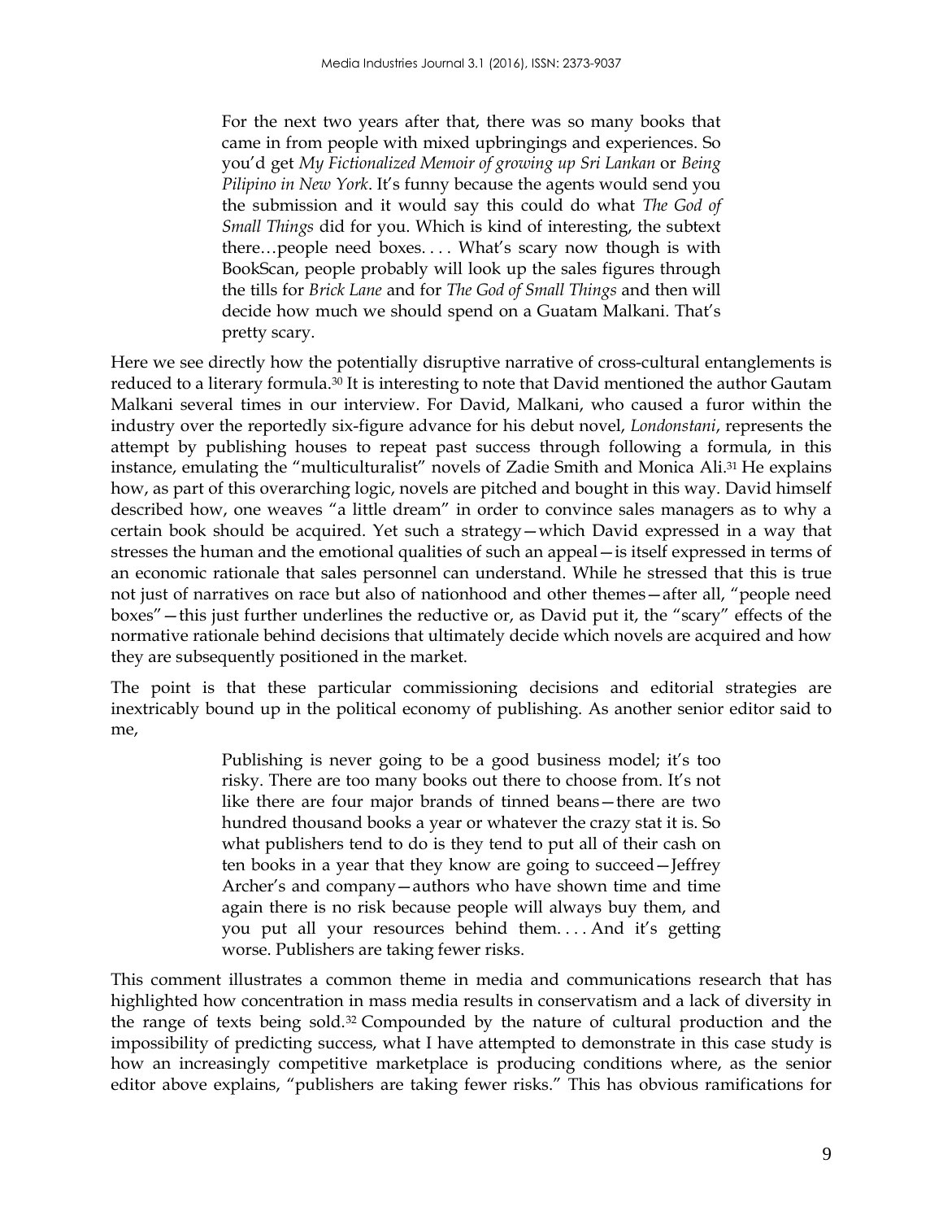> For the next two years after that, there was so many books that came in from people with mixed upbringings and experiences. So you'd get *My Fictionalized Memoir of growing up Sri Lankan* or *Being Pilipino in New York*. It's funny because the agents would send you the submission and it would say this could do what *The God of Small Things* did for you. Which is kind of interesting, the subtext there…people need boxes. . . . What's scary now though is with BookScan, people probably will look up the sales figures through the tills for *Brick Lane* and for *The God of Small Things* and then will decide how much we should spend on a Guatam Malkani. That's pretty scary.

Here we see directly how the potentially disruptive narrative of cross-cultural entanglements is reduced to a literary formula.[30] It is interesting to note that David mentioned the author Gautam Malkani several times in our interview. For David, Malkani, who caused a furor within the industry over the reportedly six-figure advance for his debut novel, *Londonstani*, represents the attempt by publishing houses to repeat past success through following a formula, in this instance, emulating the "multiculturalist" novels of Zadie Smith and Monica Ali.[31] He explains how, as part of this overarching logic, novels are pitched and bought in this way. David himself described how, one weaves "a little dream" in order to convince sales managers as to why a certain book should be acquired. Yet such a strategy—which David expressed in a way that stresses the human and the emotional qualities of such an appeal—is itself expressed in terms of an economic rationale that sales personnel can understand. While he stressed that this is true not just of narratives on race but also of nationhood and other themes—after all, "people need boxes"—this just further underlines the reductive or, as David put it, the "scary" effects of the normative rationale behind decisions that ultimately decide which novels are acquired and how they are subsequently positioned in the market.

The point is that these particular commissioning decisions and editorial strategies are inextricably bound up in the political economy of publishing. As another senior editor said to me,

> Publishing is never going to be a good business model; it's too risky. There are too many books out there to choose from. It's not like there are four major brands of tinned beans—there are two hundred thousand books a year or whatever the crazy stat it is. So what publishers tend to do is they tend to put all of their cash on ten books in a year that they know are going to succeed—Jeffrey Archer's and company—authors who have shown time and time again there is no risk because people will always buy them, and you put all your resources behind them. . . . And it's getting worse. Publishers are taking fewer risks.

This comment illustrates a common theme in media and communications research that has highlighted how concentration in mass media results in conservatism and a lack of diversity in the range of texts being sold.[32] Compounded by the nature of cultural production and the impossibility of predicting success, what I have attempted to demonstrate in this case study is how an increasingly competitive marketplace is producing conditions where, as the senior editor above explains, "publishers are taking fewer risks." This has obvious ramifications for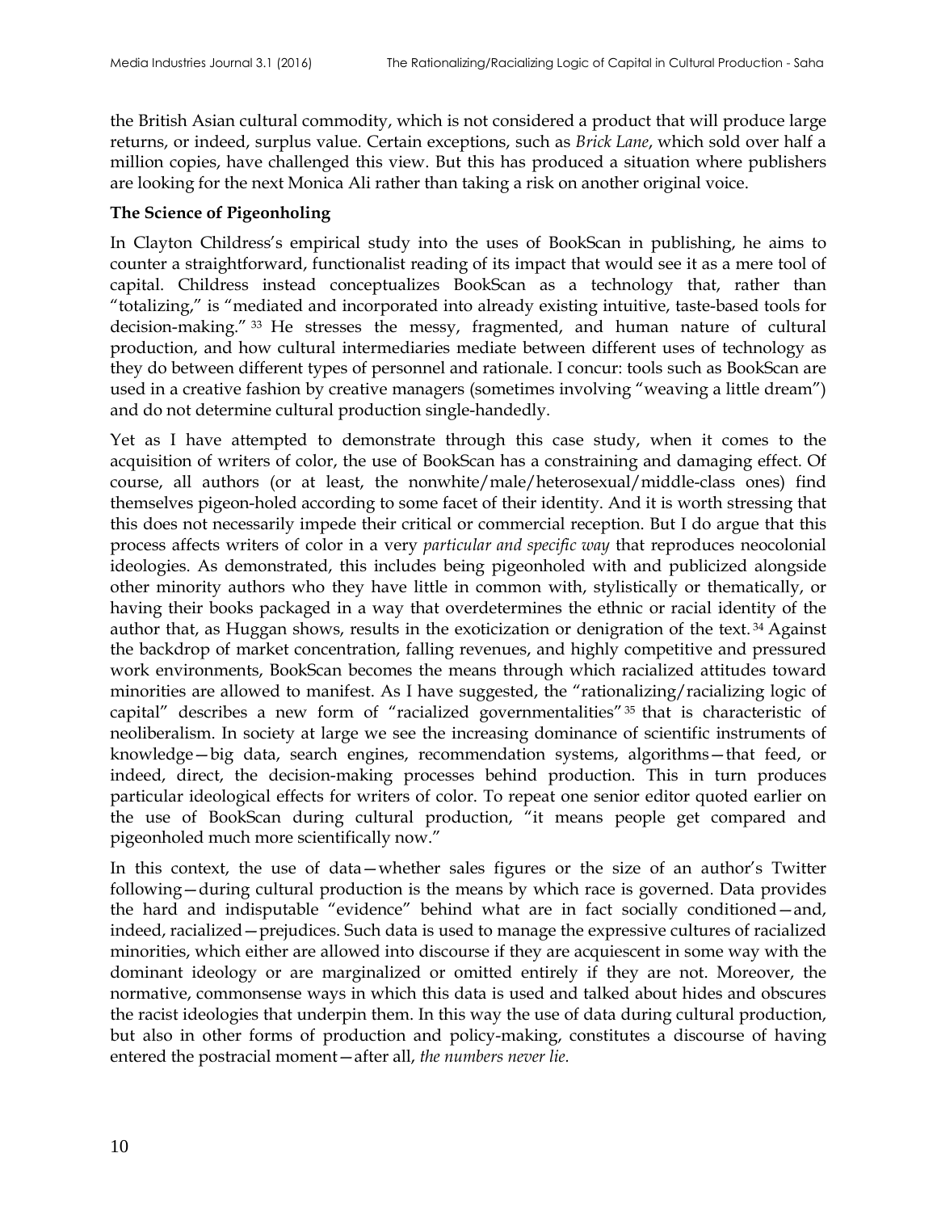the British Asian cultural commodity, which is not considered a product that will produce large returns, or indeed, surplus value. Certain exceptions, such as *Brick Lane*, which sold over half a million copies, have challenged this view. But this has produced a situation where publishers are looking for the next Monica Ali rather than taking a risk on another original voice.

**The Science of Pigeonholing**

In Clayton Childress's empirical study into the uses of BookScan in publishing, he aims to counter a straightforward, functionalist reading of its impact that would see it as a mere tool of capital. Childress instead conceptualizes BookScan as a technology that, rather than "totalizing," is "mediated and incorporated into already existing intuitive, taste-based tools for decision-making." [33] He stresses the messy, fragmented, and human nature of cultural production, and how cultural intermediaries mediate between different uses of technology as they do between different types of personnel and rationale. I concur: tools such as BookScan are used in a creative fashion by creative managers (sometimes involving "weaving a little dream") and do not determine cultural production single-handedly.

Yet as I have attempted to demonstrate through this case study, when it comes to the acquisition of writers of color, the use of BookScan has a constraining and damaging effect. Of course, all authors (or at least, the nonwhite/male/heterosexual/middle-class ones) find themselves pigeon-holed according to some facet of their identity. And it is worth stressing that this does not necessarily impede their critical or commercial reception. But I do argue that this process affects writers of color in a very *particular and specific way* that reproduces neocolonial ideologies. As demonstrated, this includes being pigeonholed with and publicized alongside other minority authors who they have little in common with, stylistically or thematically, or having their books packaged in a way that overdetermines the ethnic or racial identity of the author that, as Huggan shows, results in the exoticization or denigration of the text. [34] Against the backdrop of market concentration, falling revenues, and highly competitive and pressured work environments, BookScan becomes the means through which racialized attitudes toward minorities are allowed to manifest. As I have suggested, the "rationalizing/racializing logic of capital" describes a new form of "racialized governmentalities" [35] that is characteristic of neoliberalism. In society at large we see the increasing dominance of scientific instruments of knowledge—big data, search engines, recommendation systems, algorithms—that feed, or indeed, direct, the decision-making processes behind production. This in turn produces particular ideological effects for writers of color. To repeat one senior editor quoted earlier on the use of BookScan during cultural production, "it means people get compared and pigeonholed much more scientifically now."

In this context, the use of data—whether sales figures or the size of an author's Twitter following—during cultural production is the means by which race is governed. Data provides the hard and indisputable "evidence" behind what are in fact socially conditioned—and, indeed, racialized—prejudices. Such data is used to manage the expressive cultures of racialized minorities, which either are allowed into discourse if they are acquiescent in some way with the dominant ideology or are marginalized or omitted entirely if they are not. Moreover, the normative, commonsense ways in which this data is used and talked about hides and obscures the racist ideologies that underpin them. In this way the use of data during cultural production, but also in other forms of production and policy-making, constitutes a discourse of having entered the postracial moment—after all, *the numbers never lie.*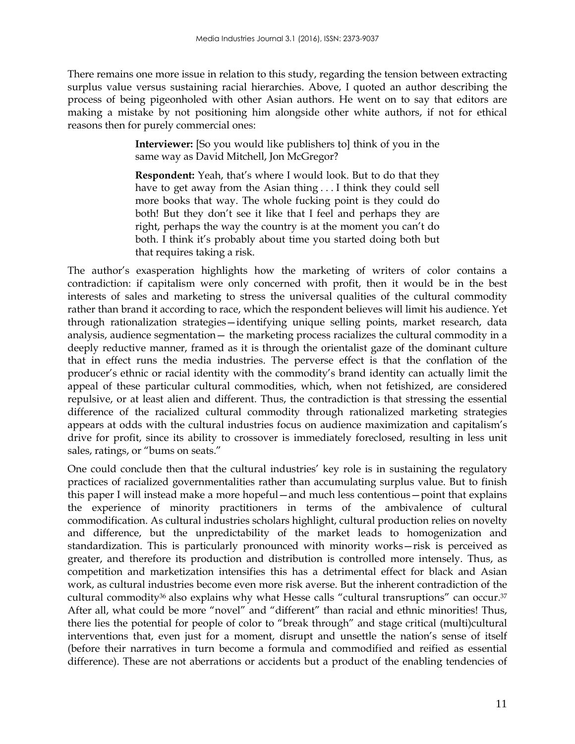There remains one more issue in relation to this study, regarding the tension between extracting surplus value versus sustaining racial hierarchies. Above, I quoted an author describing the process of being pigeonholed with other Asian authors. He went on to say that editors are making a mistake by not positioning him alongside other white authors, if not for ethical reasons then for purely commercial ones:

> **Interviewer:** [So you would like publishers to] think of you in the same way as David Mitchell, Jon McGregor?
>
> **Respondent:** Yeah, that's where I would look. But to do that they have to get away from the Asian thing . . . I think they could sell more books that way. The whole fucking point is they could do both! But they don't see it like that I feel and perhaps they are right, perhaps the way the country is at the moment you can't do both. I think it's probably about time you started doing both but that requires taking a risk.

The author's exasperation highlights how the marketing of writers of color contains a contradiction: if capitalism were only concerned with profit, then it would be in the best interests of sales and marketing to stress the universal qualities of the cultural commodity rather than brand it according to race, which the respondent believes will limit his audience. Yet through rationalization strategies—identifying unique selling points, market research, data analysis, audience segmentation— the marketing process racializes the cultural commodity in a deeply reductive manner, framed as it is through the orientalist gaze of the dominant culture that in effect runs the media industries. The perverse effect is that the conflation of the producer's ethnic or racial identity with the commodity's brand identity can actually limit the appeal of these particular cultural commodities, which, when not fetishized, are considered repulsive, or at least alien and different. Thus, the contradiction is that stressing the essential difference of the racialized cultural commodity through rationalized marketing strategies appears at odds with the cultural industries focus on audience maximization and capitalism's drive for profit, since its ability to crossover is immediately foreclosed, resulting in less unit sales, ratings, or "bums on seats."

One could conclude then that the cultural industries' key role is in sustaining the regulatory practices of racialized governmentalities rather than accumulating surplus value. But to finish this paper I will instead make a more hopeful—and much less contentious—point that explains the experience of minority practitioners in terms of the ambivalence of cultural commodification. As cultural industries scholars highlight, cultural production relies on novelty and difference, but the unpredictability of the market leads to homogenization and standardization. This is particularly pronounced with minority works—risk is perceived as greater, and therefore its production and distribution is controlled more intensely. Thus, as competition and marketization intensifies this has a detrimental effect for black and Asian work, as cultural industries become even more risk averse. But the inherent contradiction of the cultural commodity[36] also explains why what Hesse calls "cultural transruptions" can occur.[37] After all, what could be more "novel" and "different" than racial and ethnic minorities! Thus, there lies the potential for people of color to "break through" and stage critical (multi)cultural interventions that, even just for a moment, disrupt and unsettle the nation's sense of itself (before their narratives in turn become a formula and commodified and reified as essential difference). These are not aberrations or accidents but a product of the enabling tendencies of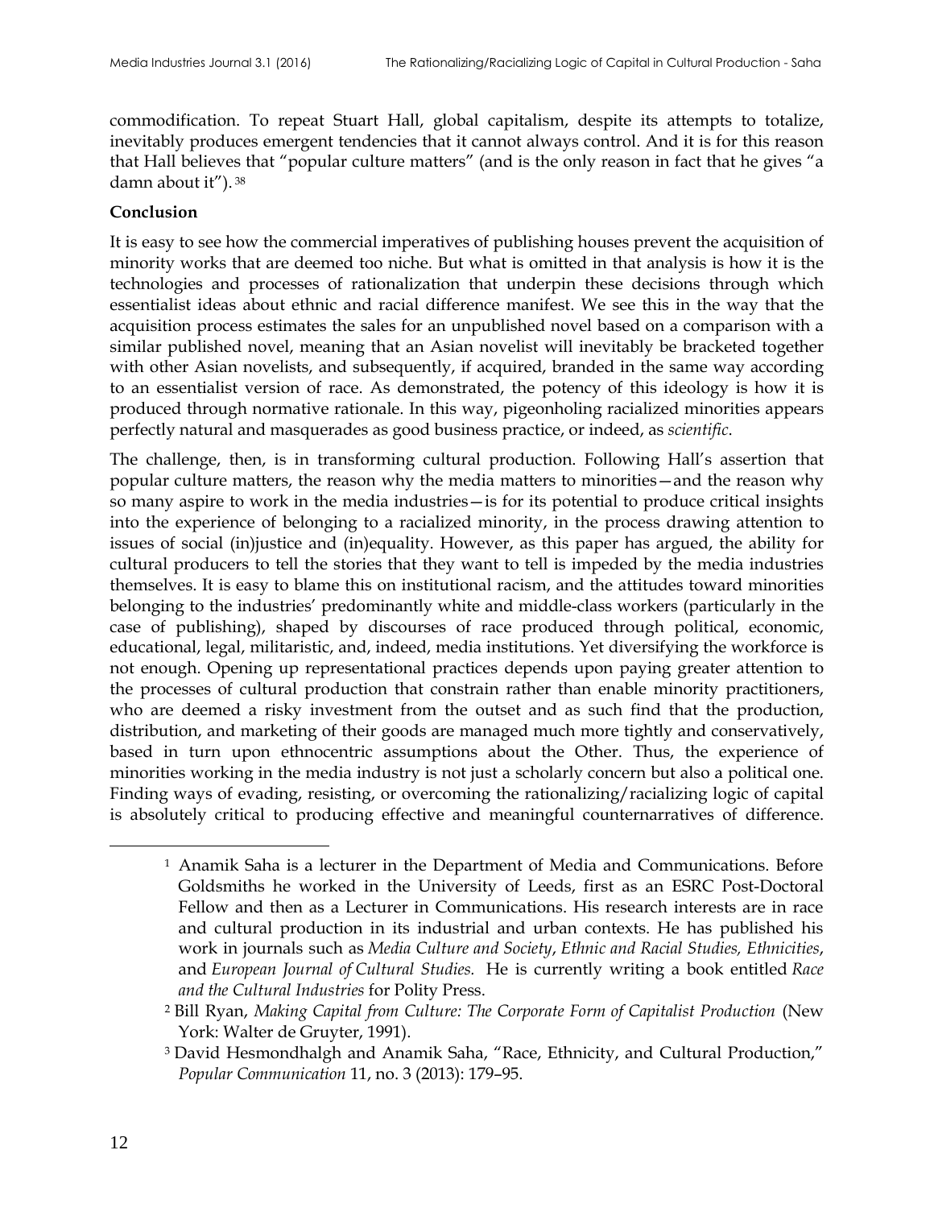commodification. To repeat Stuart Hall, global capitalism, despite its attempts to totalize, inevitably produces emergent tendencies that it cannot always control. And it is for this reason that Hall believes that "popular culture matters" (and is the only reason in fact that he gives "a damn about it").[38]

**Conclusion**

It is easy to see how the commercial imperatives of publishing houses prevent the acquisition of minority works that are deemed too niche. But what is omitted in that analysis is how it is the technologies and processes of rationalization that underpin these decisions through which essentialist ideas about ethnic and racial difference manifest. We see this in the way that the acquisition process estimates the sales for an unpublished novel based on a comparison with a similar published novel, meaning that an Asian novelist will inevitably be bracketed together with other Asian novelists, and subsequently, if acquired, branded in the same way according to an essentialist version of race. As demonstrated, the potency of this ideology is how it is produced through normative rationale. In this way, pigeonholing racialized minorities appears perfectly natural and masquerades as good business practice, or indeed, as *scientific*.

The challenge, then, is in transforming cultural production. Following Hall's assertion that popular culture matters, the reason why the media matters to minorities—and the reason why so many aspire to work in the media industries—is for its potential to produce critical insights into the experience of belonging to a racialized minority, in the process drawing attention to issues of social (in)justice and (in)equality. However, as this paper has argued, the ability for cultural producers to tell the stories that they want to tell is impeded by the media industries themselves. It is easy to blame this on institutional racism, and the attitudes toward minorities belonging to the industries' predominantly white and middle-class workers (particularly in the case of publishing), shaped by discourses of race produced through political, economic, educational, legal, militaristic, and, indeed, media institutions. Yet diversifying the workforce is not enough. Opening up representational practices depends upon paying greater attention to the processes of cultural production that constrain rather than enable minority practitioners, who are deemed a risky investment from the outset and as such find that the production, distribution, and marketing of their goods are managed much more tightly and conservatively, based in turn upon ethnocentric assumptions about the Other. Thus, the experience of minorities working in the media industry is not just a scholarly concern but also a political one. Finding ways of evading, resisting, or overcoming the rationalizing/racializing logic of capital is absolutely critical to producing effective and meaningful counternarratives of difference.

---

[1] Anamik Saha is a lecturer in the Department of Media and Communications. Before Goldsmiths he worked in the University of Leeds, first as an ESRC Post-Doctoral Fellow and then as a Lecturer in Communications. His research interests are in race and cultural production in its industrial and urban contexts. He has published his work in journals such as *Media Culture and Society*, *Ethnic and Racial Studies, Ethnicities*, and *European Journal of Cultural Studies.* He is currently writing a book entitled *Race and the Cultural Industries* for Polity Press.

[2] Bill Ryan, *Making Capital from Culture: The Corporate Form of Capitalist Production* (New York: Walter de Gruyter, 1991).

[3] David Hesmondhalgh and Anamik Saha, "Race, Ethnicity, and Cultural Production," *Popular Communication* 11, no. 3 (2013): 179–95.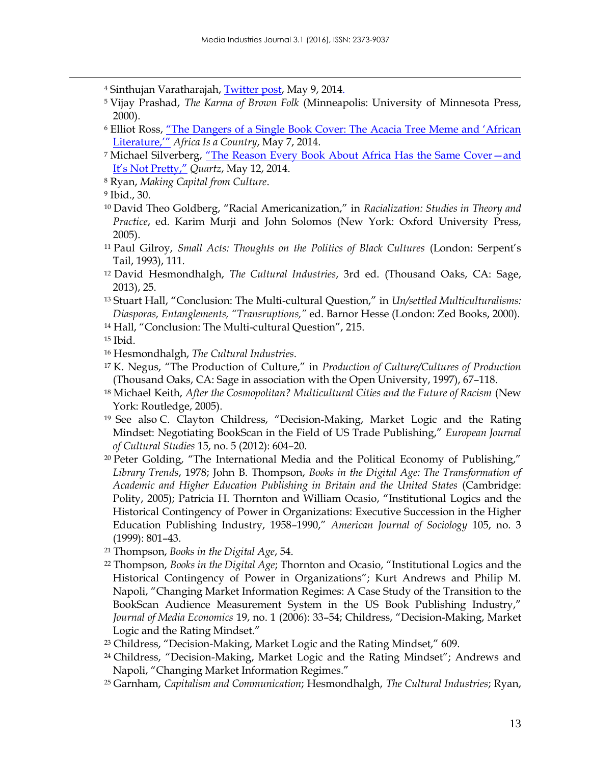[4] Sinthujan Varatharajah, Twitter post, May 9, 2014.

[5] Vijay Prashad, *The Karma of Brown Folk* (Minneapolis: University of Minnesota Press, 2000).

[6] Elliot Ross, "The Dangers of a Single Book Cover: The Acacia Tree Meme and 'African Literature,'" *Africa Is a Country*, May 7, 2014.

[7] Michael Silverberg, "The Reason Every Book About Africa Has the Same Cover—and It's Not Pretty," *Quartz*, May 12, 2014.

[8] Ryan, *Making Capital from Culture*.

[9] Ibid., 30.

[10] David Theo Goldberg, "Racial Americanization," in *Racialization: Studies in Theory and Practice*, ed. Karim Murji and John Solomos (New York: Oxford University Press, 2005).

[11] Paul Gilroy, *Small Acts: Thoughts on the Politics of Black Cultures* (London: Serpent's Tail, 1993), 111.

[12] David Hesmondhalgh, *The Cultural Industries*, 3rd ed. (Thousand Oaks, CA: Sage, 2013), 25.

[13] Stuart Hall, "Conclusion: The Multi-cultural Question," in *Un/settled Multiculturalisms: Diasporas, Entanglements, "Transruptions,"* ed. Barnor Hesse (London: Zed Books, 2000).

[14] Hall, "Conclusion: The Multi-cultural Question", 215.

[15] Ibid.

[16] Hesmondhalgh, *The Cultural Industries*.

[17] K. Negus, "The Production of Culture," in *Production of Culture/Cultures of Production* (Thousand Oaks, CA: Sage in association with the Open University, 1997), 67–118.

[18] Michael Keith, *After the Cosmopolitan? Multicultural Cities and the Future of Racism* (New York: Routledge, 2005).

[19] See also C. Clayton Childress, "Decision-Making, Market Logic and the Rating Mindset: Negotiating BookScan in the Field of US Trade Publishing," *European Journal of Cultural Studies* 15, no. 5 (2012): 604–20.

[20] Peter Golding, "The International Media and the Political Economy of Publishing," *Library Trends*, 1978; John B. Thompson, *Books in the Digital Age: The Transformation of Academic and Higher Education Publishing in Britain and the United States* (Cambridge: Polity, 2005); Patricia H. Thornton and William Ocasio, "Institutional Logics and the Historical Contingency of Power in Organizations: Executive Succession in the Higher Education Publishing Industry, 1958–1990," *American Journal of Sociology* 105, no. 3 (1999): 801–43.

[21] Thompson, *Books in the Digital Age*, 54.

[22] Thompson, *Books in the Digital Age*; Thornton and Ocasio, "Institutional Logics and the Historical Contingency of Power in Organizations"; Kurt Andrews and Philip M. Napoli, "Changing Market Information Regimes: A Case Study of the Transition to the BookScan Audience Measurement System in the US Book Publishing Industry," *Journal of Media Economics* 19, no. 1 (2006): 33–54; Childress, "Decision-Making, Market Logic and the Rating Mindset."

[23] Childress, "Decision-Making, Market Logic and the Rating Mindset," 609.

[24] Childress, "Decision-Making, Market Logic and the Rating Mindset"; Andrews and Napoli, "Changing Market Information Regimes."

[25] Garnham, *Capitalism and Communication*; Hesmondhalgh, *The Cultural Industries*; Ryan,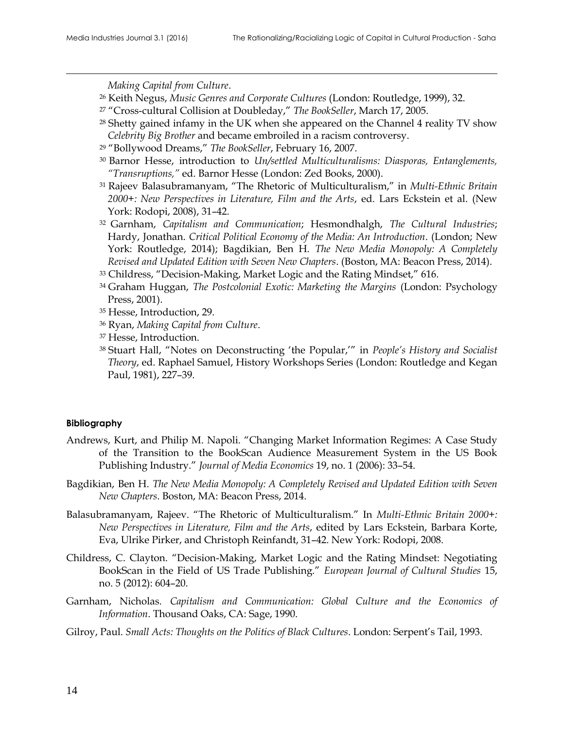*Making Capital from Culture*.

[26] Keith Negus, *Music Genres and Corporate Cultures* (London: Routledge, 1999), 32.

[27] "Cross-cultural Collision at Doubleday," *The BookSeller*, March 17, 2005.

[28] Shetty gained infamy in the UK when she appeared on the Channel 4 reality TV show *Celebrity Big Brother* and became embroiled in a racism controversy.

[29] "Bollywood Dreams," *The BookSeller*, February 16, 2007.

[30] Barnor Hesse, introduction to *Un/settled Multiculturalisms: Diasporas, Entanglements, "Transruptions,"* ed. Barnor Hesse (London: Zed Books, 2000).

[31] Rajeev Balasubramanyam, "The Rhetoric of Multiculturalism," in *Multi-Ethnic Britain 2000+: New Perspectives in Literature, Film and the Arts*, ed. Lars Eckstein et al. (New York: Rodopi, 2008), 31–42.

[32] Garnham, *Capitalism and Communication*; Hesmondhalgh, *The Cultural Industries*; Hardy, Jonathan. *Critical Political Economy of the Media: An Introduction*. (London; New York: Routledge, 2014); Bagdikian, Ben H. *The New Media Monopoly: A Completely Revised and Updated Edition with Seven New Chapters*. (Boston, MA: Beacon Press, 2014).

[33] Childress, "Decision-Making, Market Logic and the Rating Mindset," 616.

[34] Graham Huggan, *The Postcolonial Exotic: Marketing the Margins* (London: Psychology Press, 2001).

[35] Hesse, Introduction, 29.

[36] Ryan, *Making Capital from Culture*.

[37] Hesse, Introduction.

[38] Stuart Hall, "Notes on Deconstructing 'the Popular,'" in *People's History and Socialist Theory*, ed. Raphael Samuel, History Workshops Series (London: Routledge and Kegan Paul, 1981), 227–39.

#### Bibliography

Andrews, Kurt, and Philip M. Napoli. "Changing Market Information Regimes: A Case Study of the Transition to the BookScan Audience Measurement System in the US Book Publishing Industry." *Journal of Media Economics* 19, no. 1 (2006): 33–54.

Bagdikian, Ben H. *The New Media Monopoly: A Completely Revised and Updated Edition with Seven New Chapters*. Boston, MA: Beacon Press, 2014.

Balasubramanyam, Rajeev. "The Rhetoric of Multiculturalism." In *Multi-Ethnic Britain 2000+: New Perspectives in Literature, Film and the Arts*, edited by Lars Eckstein, Barbara Korte, Eva, Ulrike Pirker, and Christoph Reinfandt, 31–42. New York: Rodopi, 2008.

Childress, C. Clayton. "Decision-Making, Market Logic and the Rating Mindset: Negotiating BookScan in the Field of US Trade Publishing." *European Journal of Cultural Studies* 15, no. 5 (2012): 604–20.

Garnham, Nicholas. *Capitalism and Communication: Global Culture and the Economics of Information*. Thousand Oaks, CA: Sage, 1990.

Gilroy, Paul. *Small Acts: Thoughts on the Politics of Black Cultures*. London: Serpent's Tail, 1993.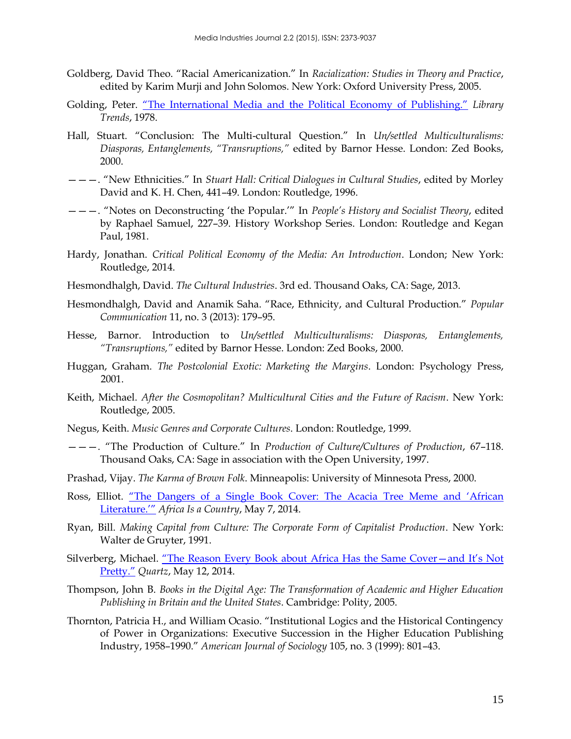Goldberg, David Theo. "Racial Americanization." In *Racialization: Studies in Theory and Practice*, edited by Karim Murji and John Solomos. New York: Oxford University Press, 2005.

Golding, Peter. "The International Media and the Political Economy of Publishing." *Library Trends*, 1978.

Hall, Stuart. "Conclusion: The Multi-cultural Question." In *Un/settled Multiculturalisms: Diasporas, Entanglements, "Transruptions,"* edited by Barnor Hesse. London: Zed Books, 2000.

———. "New Ethnicities." In *Stuart Hall: Critical Dialogues in Cultural Studies*, edited by Morley David and K. H. Chen, 441–49. London: Routledge, 1996.

———. "Notes on Deconstructing 'the Popular.'" In *People's History and Socialist Theory*, edited by Raphael Samuel, 227–39. History Workshop Series. London: Routledge and Kegan Paul, 1981.

Hardy, Jonathan. *Critical Political Economy of the Media: An Introduction*. London; New York: Routledge, 2014.

Hesmondhalgh, David. *The Cultural Industries*. 3rd ed. Thousand Oaks, CA: Sage, 2013.

Hesmondhalgh, David and Anamik Saha. "Race, Ethnicity, and Cultural Production." *Popular Communication* 11, no. 3 (2013): 179–95.

Hesse, Barnor. Introduction to *Un/settled Multiculturalisms: Diasporas, Entanglements, "Transruptions,"* edited by Barnor Hesse. London: Zed Books, 2000.

Huggan, Graham. *The Postcolonial Exotic: Marketing the Margins*. London: Psychology Press, 2001.

Keith, Michael. *After the Cosmopolitan? Multicultural Cities and the Future of Racism*. New York: Routledge, 2005.

Negus, Keith. *Music Genres and Corporate Cultures*. London: Routledge, 1999.

———. "The Production of Culture." In *Production of Culture/Cultures of Production*, 67–118. Thousand Oaks, CA: Sage in association with the Open University, 1997.

Prashad, Vijay. *The Karma of Brown Folk*. Minneapolis: University of Minnesota Press, 2000.

Ross, Elliot. "The Dangers of a Single Book Cover: The Acacia Tree Meme and 'African Literature.'" *Africa Is a Country*, May 7, 2014.

Ryan, Bill. *Making Capital from Culture: The Corporate Form of Capitalist Production*. New York: Walter de Gruyter, 1991.

Silverberg, Michael. "The Reason Every Book about Africa Has the Same Cover—and It's Not Pretty." *Quartz*, May 12, 2014.

Thompson, John B. *Books in the Digital Age: The Transformation of Academic and Higher Education Publishing in Britain and the United States*. Cambridge: Polity, 2005.

Thornton, Patricia H., and William Ocasio. "Institutional Logics and the Historical Contingency of Power in Organizations: Executive Succession in the Higher Education Publishing Industry, 1958–1990." *American Journal of Sociology* 105, no. 3 (1999): 801–43.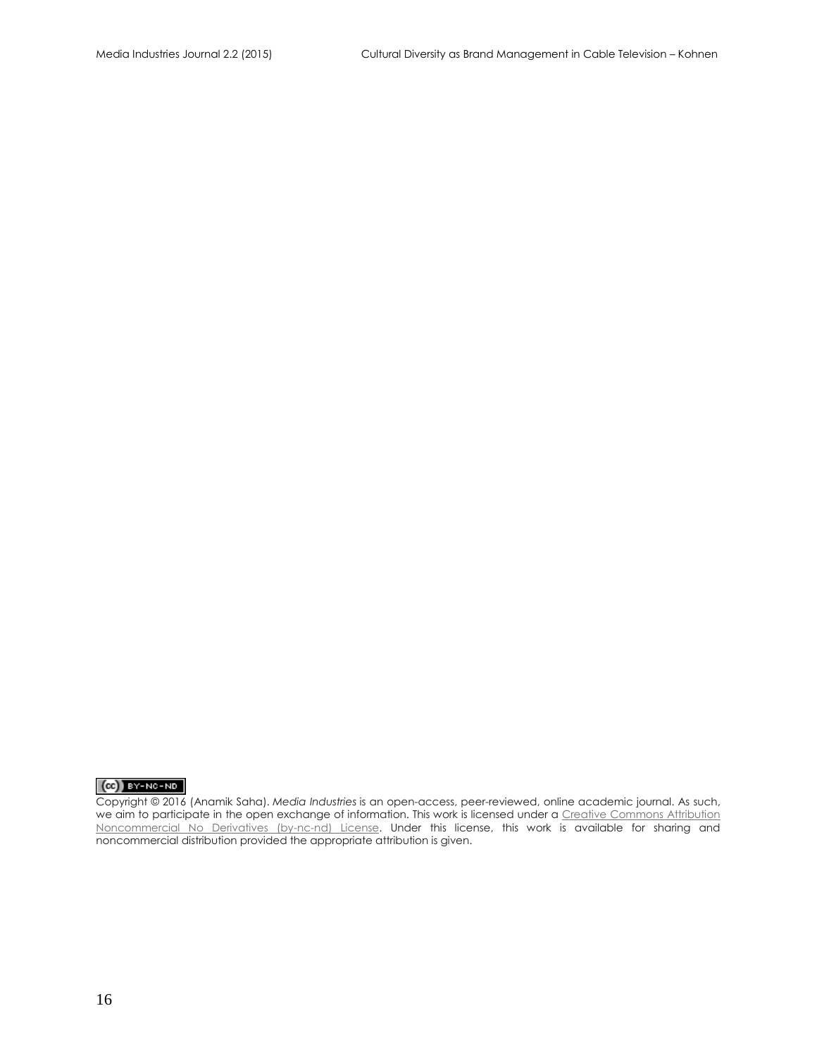(cc) BY-NC-ND

Copyright © 2016 (Anamik Saha). *Media Industries* is an open-access, peer-reviewed, online academic journal. As such, we aim to participate in the open exchange of information. This work is licensed under a Creative Commons Attribution Noncommercial No Derivatives (by-nc-nd) License. Under this license, this work is available for sharing and noncommercial distribution provided the appropriate attribution is given.